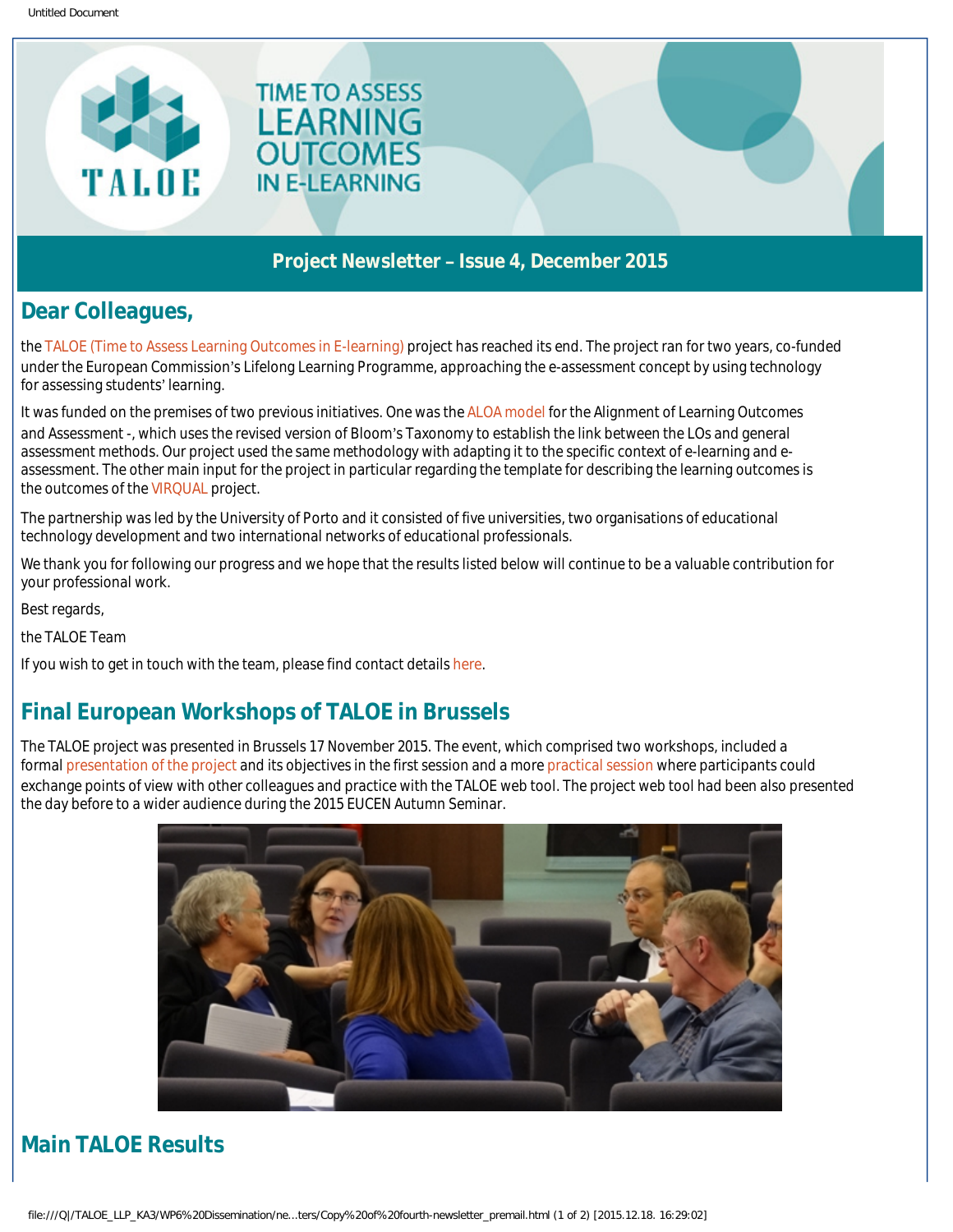TIME TO ASSESS LEARNING OUTCOMES IN E-LEARNING

**Project Newsletter – Issue 4, December 2015**

## Dear Colleagues,

the TALOE (Time to Assess Learning Outcomes in E-learning) project has reached its end. The project ran for two years, co-funded under the European Commission's Lifelong Learning Programme, approaching the e-assessment concept by using technology for assessing students' learning.

It was funded on the premises of two previous initiatives. One was the ALOA model for the Alignment of Learning Outcomes and Assessment -, which uses the revised version of Bloom's Taxonomy to establish the link between the LOs and general assessment methods. Our project used the same methodology with adapting it to the specific context of e-learning and e-assessment. The other main input for the project in particular regarding the template for describing the learning outcomes is the outcomes of the VIRQUAL project.

The partnership was led by the University of Porto and it consisted of five universities, two organisations of educational technology development and two international networks of educational professionals.

We thank you for following our progress and we hope that the results listed below will continue to be a valuable contribution for your professional work.

Best regards,

the TALOE Team

If you wish to get in touch with the team, please find contact details here.

## Final European Workshops of TALOE in Brussels

The TALOE project was presented in Brussels 17 November 2015. The event, which comprised two workshops, included a formal presentation of the project and its objectives in the first session and a more practical session where participants could exchange points of view with other colleagues and practice with the TALOE web tool. The project web tool had been also presented the day before to a wider audience during the 2015 EUCEN Autumn Seminar.

## Main TALOE Results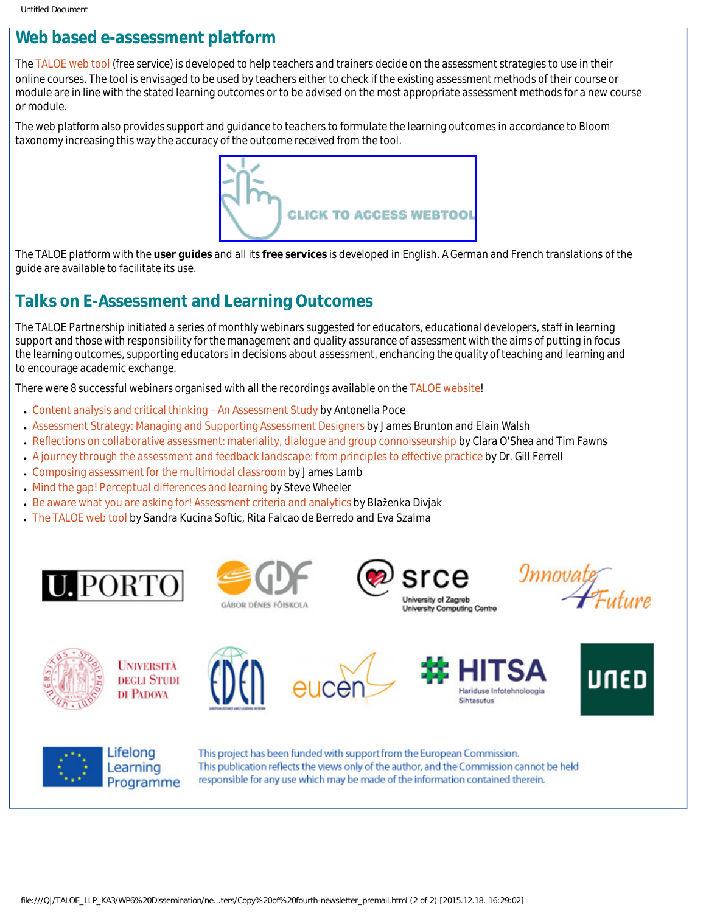## Web based e-assessment platform

The TALOE web tool (free service) is developed to help teachers and trainers decide on the assessment strategies to use in their online courses. The tool is envisaged to be used by teachers either to check if the existing assessment methods of their course or module are in line with the stated learning outcomes or to be advised on the most appropriate assessment methods for a new course or module.

The web platform also provides support and guidance to teachers to formulate the learning outcomes in accordance to Bloom taxonomy increasing this way the accuracy of the outcome received from the tool.

CLICK TO ACCESS WEBTOOL

The TALOE platform with the **user guides** and all its **free services** is developed in English. A German and French translations of the guide are available to facilitate its use.

## Talks on E-Assessment and Learning Outcomes

The TALOE Partnership initiated a series of monthly webinars suggested for educators, educational developers, staff in learning support and those with responsibility for the management and quality assurance of assessment with the aims of putting in focus the learning outcomes, supporting educators in decisions about assessment, enchancing the quality of teaching and learning and to encourage academic exchange.

There were 8 successful webinars organised with all the recordings available on the TALOE website!

- Content analysis and critical thinking – An Assessment Study by Antonella Poce
- Assessment Strategy: Managing and Supporting Assessment Designers by James Brunton and Elain Walsh
- Reflections on collaborative assessment: materiality, dialogue and group connoisseurship by Clara O'Shea and Tim Fawns
- A journey through the assessment and feedback landscape: from principles to effective practice by Dr. Gill Ferrell
- Composing assessment for the multimodal classroom by James Lamb
- Mind the gap! Perceptual differences and learning by Steve Wheeler
- Be aware what you are asking for! Assessment criteria and analytics by Blaženka Divjak
- The TALOE web tool by Sandra Kucina Softic, Rita Falcao de Berredo and Eva Szalma

U.PORTO | GÁBOR DÉNES FŐISKOLA | srce University of Zagreb University Computing Centre | Innovate 4 Future | Università degli Studi di Padova | EDEN | eucen | HITSA Hariduse Infotehnoloogia Sihtasutus | UNED

Lifelong Learning Programme

This project has been funded with support from the European Commission. This publication reflects the views only of the author, and the Commission cannot be held responsible for any use which may be made of the information contained therein.